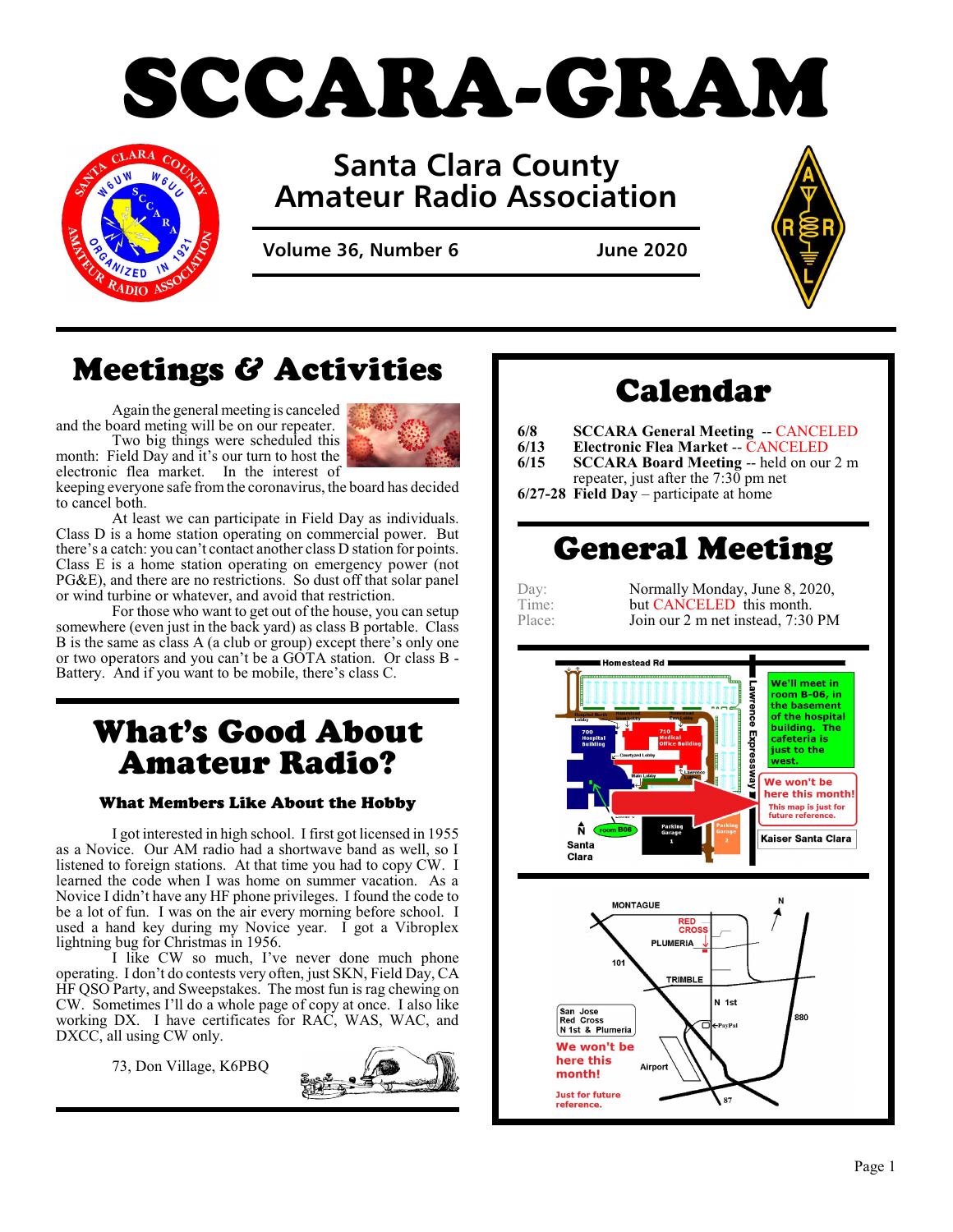# SCCARA-GRAM

## Santa Clara County Amateur Radio Association

**Volume 36, Number 6** **June 2020**

## Meetings & Activities

Again the general meeting is canceled and the board meting will be on our repeater.

Two big things were scheduled this month: Field Day and it's our turn to host the electronic flea market. In the interest of keeping everyone safe from the coronavirus, the board has decided to cancel both.

At least we can participate in Field Day as individuals. Class D is a home station operating on commercial power. But there's a catch: you can't contact another class D station for points. Class E is a home station operating on emergency power (not PG&E), and there are no restrictions. So dust off that solar panel or wind turbine or whatever, and avoid that restriction.

For those who want to get out of the house, you can setup somewhere (even just in the back yard) as class B portable. Class B is the same as class A (a club or group) except there's only one or two operators and you can't be a GOTA station. Or class B - Battery. And if you want to be mobile, there's class C.

## What's Good About Amateur Radio?

### What Members Like About the Hobby

I got interested in high school. I first got licensed in 1955 as a Novice. Our AM radio had a shortwave band as well, so I listened to foreign stations. At that time you had to copy CW. I learned the code when I was home on summer vacation. As a Novice I didn't have any HF phone privileges. I found the code to be a lot of fun. I was on the air every morning before school. I used a hand key during my Novice year. I got a Vibroplex lightning bug for Christmas in 1956.

I like CW so much, I've never done much phone operating. I don't do contests very often, just SKN, Field Day, CA HF QSO Party, and Sweepstakes. The most fun is rag chewing on CW. Sometimes I'll do a whole page of copy at once. I also like working DX. I have certificates for RAC, WAS, WAC, and DXCC, all using CW only.

73, Don Village, K6PBQ

## Calendar

**6/8** **SCCARA General Meeting** -- CANCELED
**6/13** **Electronic Flea Market** -- CANCELED
**6/15** **SCCARA Board Meeting** -- held on our 2 m repeater, just after the 7:30 pm net
**6/27-28** **Field Day** – participate at home

## General Meeting

Day: Normally Monday, June 8, 2020,
Time: but CANCELED this month.
Place: Join our 2 m net instead, 7:30 PM

We'll meet in room B-06, in the basement of the hospital building. The cafeteria is just to the west.

We won't be here this month! This map is just for future reference.

Kaiser Santa Clara

San Jose Red Cross N 1st & Plumeria

We won't be here this month!

Just for future reference.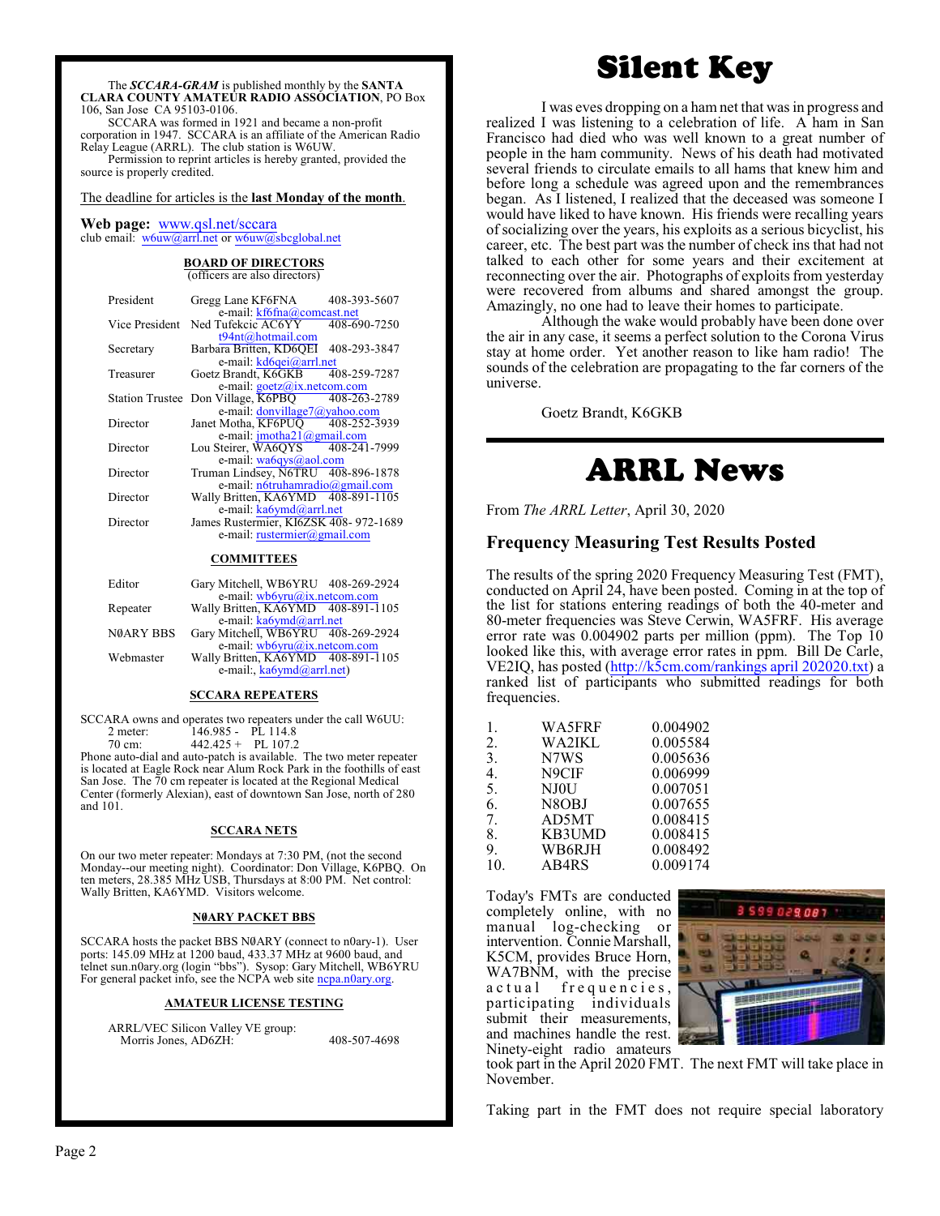The ***SCCARA-GRAM*** is published monthly by the **SANTA CLARA COUNTY AMATEUR RADIO ASSOCIATION**, PO Box 106, San Jose CA 95103-0106.

SCCARA was formed in 1921 and became a non-profit corporation in 1947. SCCARA is an affiliate of the American Radio Relay League (ARRL). The club station is W6UW.

Permission to reprint articles is hereby granted, provided the source is properly credited.

The deadline for articles is the **last Monday of the month**.

**Web page:** www.qsl.net/sccara
club email: w6uw@arrl.net or w6uw@sbcglobal.net

**BOARD OF DIRECTORS**
(officers are also directors)

| | | |
|---|---|---|
| President | Gregg Lane KF6FNA e-mail: kf6fna@comcast.net | 408-393-5607 |
| Vice President | Ned Tufekcic AC6YY t94nt@hotmail.com | 408-690-7250 |
| Secretary | Barbara Britten, KD6QEI e-mail: kd6qei@arrl.net | 408-293-3847 |
| Treasurer | Goetz Brandt, K6GKB e-mail: goetz@ix.netcom.com | 408-259-7287 |
| Station Trustee | Don Village, K6PBQ e-mail: donvillage7@yahoo.com | 408-263-2789 |
| Director | Janet Motha, KF6PUQ e-mail: jmotha21@gmail.com | 408-252-3939 |
| Director | Lou Steirer, WA6QYS e-mail: wa6qys@aol.com | 408-241-7999 |
| Director | Truman Lindsey, N6TRU e-mail: n6truhamradio@gmail.com | 408-896-1878 |
| Director | Wally Britten, KA6YMD e-mail: ka6ymd@arrl.net | 408-891-1105 |
| Director | James Rustermier, KI6ZSK e-mail: rustermier@gmail.com | 408- 972-1689 |

**COMMITTEES**

| | | |
|---|---|---|
| Editor | Gary Mitchell, WB6YRU e-mail: wb6yru@ix.netcom.com | 408-269-2924 |
| Repeater | Wally Britten, KA6YMD e-mail: ka6ymd@arrl.net | 408-891-1105 |
| NØARY BBS | Gary Mitchell, WB6YRU e-mail: wb6yru@ix.netcom.com | 408-269-2924 |
| Webmaster | Wally Britten, KA6YMD e-mail:, ka6ymd@arrl.net) | 408-891-1105 |

**SCCARA REPEATERS**

SCCARA owns and operates two repeaters under the call W6UU:
2 meter: 146.985 - PL 114.8
70 cm: 442.425 + PL 107.2

Phone auto-dial and auto-patch is available. The two meter repeater is located at Eagle Rock near Alum Rock Park in the foothills of east San Jose. The 70 cm repeater is located at the Regional Medical Center (formerly Alexian), east of downtown San Jose, north of 280 and 101.

**SCCARA NETS**

On our two meter repeater: Mondays at 7:30 PM, (not the second Monday--our meeting night). Coordinator: Don Village, K6PBQ. On ten meters, 28.385 MHz USB, Thursdays at 8:00 PM. Net control: Wally Britten, KA6YMD. Visitors welcome.

**NØARY PACKET BBS**

SCCARA hosts the packet BBS NØARY (connect to n0ary-1). User ports: 145.09 MHz at 1200 baud, 433.37 MHz at 9600 baud, and telnet sun.n0ary.org (login "bbs"). Sysop: Gary Mitchell, WB6YRU For general packet info, see the NCPA web site ncpa.n0ary.org.

**AMATEUR LICENSE TESTING**

ARRL/VEC Silicon Valley VE group:
Morris Jones, AD6ZH: 408-507-4698

# Silent Key

I was eves dropping on a ham net that was in progress and realized I was listening to a celebration of life. A ham in San Francisco had died who was well known to a great number of people in the ham community. News of his death had motivated several friends to circulate emails to all hams that knew him and before long a schedule was agreed upon and the remembrances began. As I listened, I realized that the deceased was someone I would have liked to have known. His friends were recalling years of socializing over the years, his exploits as a serious bicyclist, his career, etc. The best part was the number of check ins that had not talked to each other for some years and their excitement at reconnecting over the air. Photographs of exploits from yesterday were recovered from albums and shared amongst the group. Amazingly, no one had to leave their homes to participate.

Although the wake would probably have been done over the air in any case, it seems a perfect solution to the Corona Virus stay at home order. Yet another reason to like ham radio! The sounds of the celebration are propagating to the far corners of the universe.

Goetz Brandt, K6GKB

# ARRL News

From *The ARRL Letter*, April 30, 2020

## Frequency Measuring Test Results Posted

The results of the spring 2020 Frequency Measuring Test (FMT), conducted on April 24, have been posted. Coming in at the top of the list for stations entering readings of both the 40-meter and 80-meter frequencies was Steve Cerwin, WA5FRF. His average error rate was 0.004902 parts per million (ppm). The Top 10 looked like this, with average error rates in ppm. Bill De Carle, VE2IQ, has posted (http://k5cm.com/rankings april 202020.txt) a ranked list of participants who submitted readings for both frequencies.

| | | |
|---|---|---|
| 1. | WA5FRF | 0.004902 |
| 2. | WA2IKL | 0.005584 |
| 3. | N7WS | 0.005636 |
| 4. | N9CIF | 0.006999 |
| 5. | NJ0U | 0.007051 |
| 6. | N8OBJ | 0.007655 |
| 7. | AD5MT | 0.008415 |
| 8. | KB3UMD | 0.008415 |
| 9. | WB6RJH | 0.008492 |
| 10. | AB4RS | 0.009174 |

Today's FMTs are conducted completely online, with no manual log-checking or intervention. Connie Marshall, K5CM, provides Bruce Horn, WA7BNM, with the precise actual frequencies, participating individuals submit their measurements, and machines handle the rest. Ninety-eight radio amateurs took part in the April 2020 FMT. The next FMT will take place in November.

Taking part in the FMT does not require special laboratory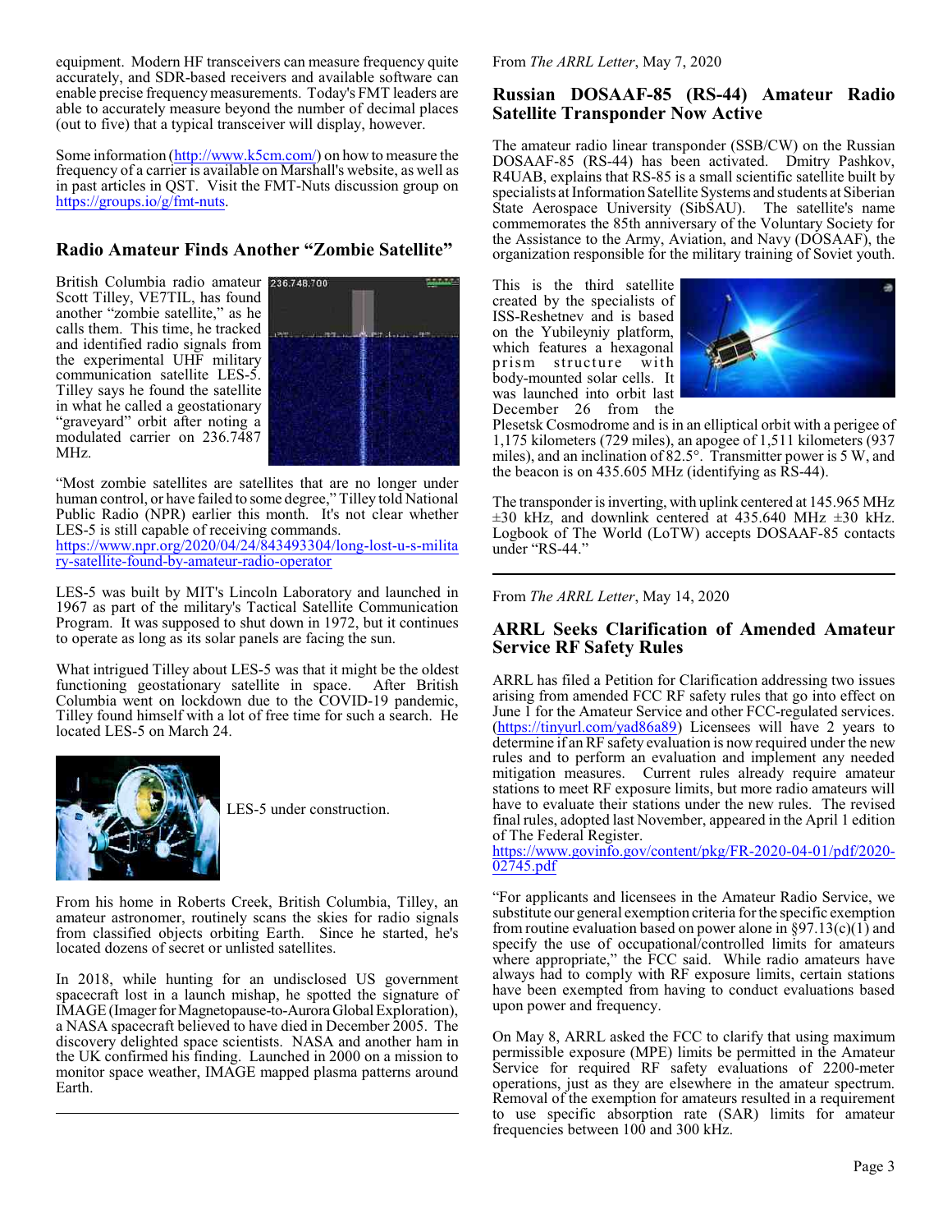equipment. Modern HF transceivers can measure frequency quite accurately, and SDR-based receivers and available software can enable precise frequency measurements. Today's FMT leaders are able to accurately measure beyond the number of decimal places (out to five) that a typical transceiver will display, however.

Some information (http://www.k5cm.com/) on how to measure the frequency of a carrier is available on Marshall's website, as well as in past articles in QST. Visit the FMT-Nuts discussion group on https://groups.io/g/fmt-nuts.

## Radio Amateur Finds Another "Zombie Satellite"

British Columbia radio amateur Scott Tilley, VE7TIL, has found another "zombie satellite," as he calls them. This time, he tracked and identified radio signals from the experimental UHF military communication satellite LES-5. Tilley says he found the satellite in what he called a geostationary "graveyard" orbit after noting a modulated carrier on 236.7487 MHz.

"Most zombie satellites are satellites that are no longer under human control, or have failed to some degree," Tilley told National Public Radio (NPR) earlier this month. It's not clear whether LES-5 is still capable of receiving commands. https://www.npr.org/2020/04/24/843493304/long-lost-u-s-military-satellite-found-by-amateur-radio-operator

LES-5 was built by MIT's Lincoln Laboratory and launched in 1967 as part of the military's Tactical Satellite Communication Program. It was supposed to shut down in 1972, but it continues to operate as long as its solar panels are facing the sun.

What intrigued Tilley about LES-5 was that it might be the oldest functioning geostationary satellite in space. After British Columbia went on lockdown due to the COVID-19 pandemic, Tilley found himself with a lot of free time for such a search. He located LES-5 on March 24.

LES-5 under construction.

From his home in Roberts Creek, British Columbia, Tilley, an amateur astronomer, routinely scans the skies for radio signals from classified objects orbiting Earth. Since he started, he's located dozens of secret or unlisted satellites.

In 2018, while hunting for an undisclosed US government spacecraft lost in a launch mishap, he spotted the signature of IMAGE (Imager for Magnetopause-to-Aurora Global Exploration), a NASA spacecraft believed to have died in December 2005. The discovery delighted space scientists. NASA and another ham in the UK confirmed his finding. Launched in 2000 on a mission to monitor space weather, IMAGE mapped plasma patterns around Earth.

---

From *The ARRL Letter*, May 7, 2020

## Russian DOSAAF-85 (RS-44) Amateur Radio Satellite Transponder Now Active

The amateur radio linear transponder (SSB/CW) on the Russian DOSAAF-85 (RS-44) has been activated. Dmitry Pashkov, R4UAB, explains that RS-85 is a small scientific satellite built by specialists at Information Satellite Systems and students at Siberian State Aerospace University (SibSAU). The satellite's name commemorates the 85th anniversary of the Voluntary Society for the Assistance to the Army, Aviation, and Navy (DOSAAF), the organization responsible for the military training of Soviet youth.

This is the third satellite created by the specialists of ISS-Reshetnev and is based on the Yubileyniy platform, which features a hexagonal prism structure with body-mounted solar cells. It was launched into orbit last December 26 from the Plesetsk Cosmodrome and is in an elliptical orbit with a perigee of 1,175 kilometers (729 miles), an apogee of 1,511 kilometers (937 miles), and an inclination of 82.5°. Transmitter power is 5 W, and the beacon is on 435.605 MHz (identifying as RS-44).

The transponder is inverting, with uplink centered at 145.965 MHz ±30 kHz, and downlink centered at 435.640 MHz ±30 kHz. Logbook of The World (LoTW) accepts DOSAAF-85 contacts under "RS-44."

---

From *The ARRL Letter*, May 14, 2020

## ARRL Seeks Clarification of Amended Amateur Service RF Safety Rules

ARRL has filed a Petition for Clarification addressing two issues arising from amended FCC RF safety rules that go into effect on June 1 for the Amateur Service and other FCC-regulated services. (https://tinyurl.com/yad86a89) Licensees will have 2 years to determine if an RF safety evaluation is now required under the new rules and to perform an evaluation and implement any needed mitigation measures. Current rules already require amateur stations to meet RF exposure limits, but more radio amateurs will have to evaluate their stations under the new rules. The revised final rules, adopted last November, appeared in the April 1 edition of The Federal Register.
https://www.govinfo.gov/content/pkg/FR-2020-04-01/pdf/2020-02745.pdf

"For applicants and licensees in the Amateur Radio Service, we substitute our general exemption criteria for the specific exemption from routine evaluation based on power alone in §97.13(c)(1) and specify the use of occupational/controlled limits for amateurs where appropriate," the FCC said. While radio amateurs have always had to comply with RF exposure limits, certain stations have been exempted from having to conduct evaluations based upon power and frequency.

On May 8, ARRL asked the FCC to clarify that using maximum permissible exposure (MPE) limits be permitted in the Amateur Service for required RF safety evaluations of 2200-meter operations, just as they are elsewhere in the amateur spectrum. Removal of the exemption for amateurs resulted in a requirement to use specific absorption rate (SAR) limits for amateur frequencies between 100 and 300 kHz.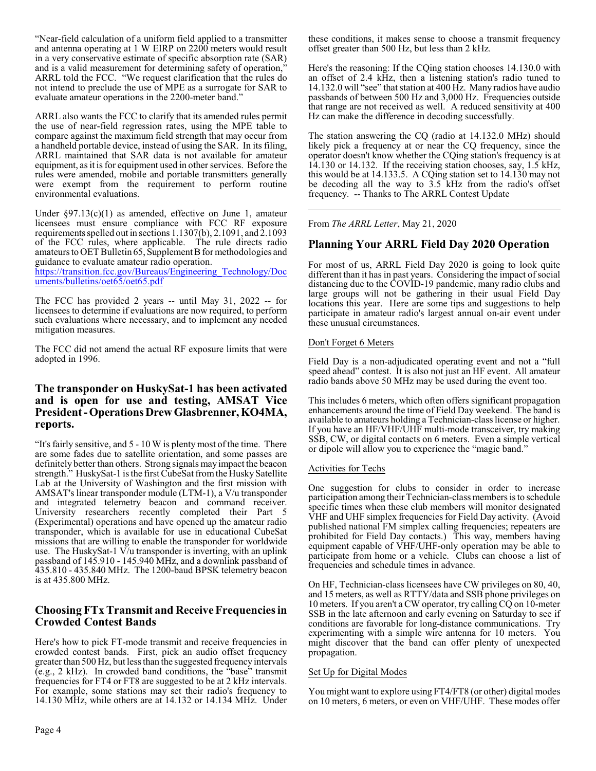"Near-field calculation of a uniform field applied to a transmitter and antenna operating at 1 W EIRP on 2200 meters would result in a very conservative estimate of specific absorption rate (SAR) and is a valid measurement for determining safety of operation," ARRL told the FCC. "We request clarification that the rules do not intend to preclude the use of MPE as a surrogate for SAR to evaluate amateur operations in the 2200-meter band."

ARRL also wants the FCC to clarify that its amended rules permit the use of near-field regression rates, using the MPE table to compare against the maximum field strength that may occur from a handheld portable device, instead of using the SAR. In its filing, ARRL maintained that SAR data is not available for amateur equipment, as it is for equipment used in other services. Before the rules were amended, mobile and portable transmitters generally were exempt from the requirement to perform routine environmental evaluations.

Under §97.13(c)(1) as amended, effective on June 1, amateur licensees must ensure compliance with FCC RF exposure requirements spelled out in sections 1.1307(b), 2.1091, and 2.1093 of the FCC rules, where applicable. The rule directs radio amateurs to OET Bulletin 65, Supplement B for methodologies and guidance to evaluate amateur radio operation.
https://transition.fcc.gov/Bureaus/Engineering_Technology/Documents/bulletins/oet65/oet65.pdf

The FCC has provided 2 years -- until May 31, 2022 -- for licensees to determine if evaluations are now required, to perform such evaluations where necessary, and to implement any needed mitigation measures.

The FCC did not amend the actual RF exposure limits that were adopted in 1996.

## The transponder on HuskySat-1 has been activated and is open for use and testing, AMSAT Vice President - Operations Drew Glasbrenner, KO4MA, reports.

"It's fairly sensitive, and 5 - 10 W is plenty most of the time. There are some fades due to satellite orientation, and some passes are definitely better than others. Strong signals may impact the beacon strength." HuskySat-1 is the first CubeSat from the Husky Satellite Lab at the University of Washington and the first mission with AMSAT's linear transponder module (LTM-1), a V/u transponder and integrated telemetry beacon and command receiver. University researchers recently completed their Part 5 (Experimental) operations and have opened up the amateur radio transponder, which is available for use in educational CubeSat missions that are willing to enable the transponder for worldwide use. The HuskySat-1 V/u transponder is inverting, with an uplink passband of 145.910 - 145.940 MHz, and a downlink passband of 435.810 - 435.840 MHz. The 1200-baud BPSK telemetry beacon is at 435.800 MHz.

## Choosing FTx Transmit and Receive Frequencies in Crowded Contest Bands

Here's how to pick FT-mode transmit and receive frequencies in crowded contest bands. First, pick an audio offset frequency greater than 500 Hz, but less than the suggested frequency intervals (e.g., 2 kHz). In crowded band conditions, the "base" transmit frequencies for FT4 or FT8 are suggested to be at 2 kHz intervals. For example, some stations may set their radio's frequency to 14.130 MHz, while others are at 14.132 or 14.134 MHz. Under these conditions, it makes sense to choose a transmit frequency offset greater than 500 Hz, but less than 2 kHz.

Here's the reasoning: If the CQing station chooses 14.130.0 with an offset of 2.4 kHz, then a listening station's radio tuned to 14.132.0 will "see" that station at 400 Hz. Many radios have audio passbands of between 500 Hz and 3,000 Hz. Frequencies outside that range are not received as well. A reduced sensitivity at 400 Hz can make the difference in decoding successfully.

The station answering the CQ (radio at 14.132.0 MHz) should likely pick a frequency at or near the CQ frequency, since the operator doesn't know whether the CQing station's frequency is at 14.130 or 14.132. If the receiving station chooses, say, 1.5 kHz, this would be at 14.133.5. A CQing station set to 14.130 may not be decoding all the way to 3.5 kHz from the radio's offset frequency. -- Thanks to The ARRL Contest Update

---

From *The ARRL Letter*, May 21, 2020

## Planning Your ARRL Field Day 2020 Operation

For most of us, ARRL Field Day 2020 is going to look quite different than it has in past years. Considering the impact of social distancing due to the COVID-19 pandemic, many radio clubs and large groups will not be gathering in their usual Field Day locations this year. Here are some tips and suggestions to help participate in amateur radio's largest annual on-air event under these unusual circumstances.

Don't Forget 6 Meters

Field Day is a non-adjudicated operating event and not a "full speed ahead" contest. It is also not just an HF event. All amateur radio bands above 50 MHz may be used during the event too.

This includes 6 meters, which often offers significant propagation enhancements around the time of Field Day weekend. The band is available to amateurs holding a Technician-class license or higher. If you have an HF/VHF/UHF multi-mode transceiver, try making SSB, CW, or digital contacts on 6 meters. Even a simple vertical or dipole will allow you to experience the "magic band."

Activities for Techs

One suggestion for clubs to consider in order to increase participation among their Technician-class members is to schedule specific times when these club members will monitor designated VHF and UHF simplex frequencies for Field Day activity. (Avoid published national FM simplex calling frequencies; repeaters are prohibited for Field Day contacts.) This way, members having equipment capable of VHF/UHF-only operation may be able to participate from home or a vehicle. Clubs can choose a list of frequencies and schedule times in advance.

On HF, Technician-class licensees have CW privileges on 80, 40, and 15 meters, as well as RTTY/data and SSB phone privileges on 10 meters. If you aren't a CW operator, try calling CQ on 10-meter SSB in the late afternoon and early evening on Saturday to see if conditions are favorable for long-distance communications. Try experimenting with a simple wire antenna for 10 meters. You might discover that the band can offer plenty of unexpected propagation.

Set Up for Digital Modes

You might want to explore using FT4/FT8 (or other) digital modes on 10 meters, 6 meters, or even on VHF/UHF. These modes offer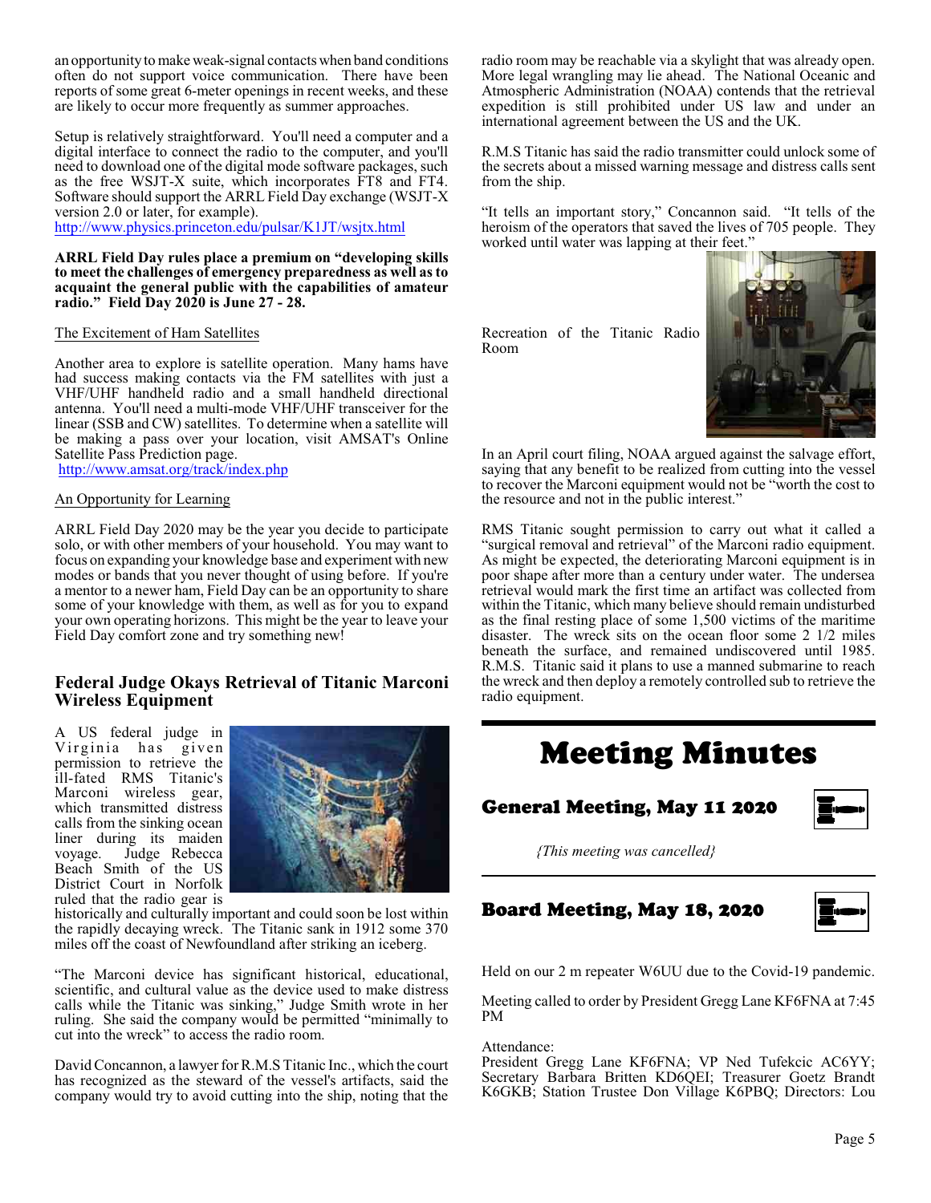an opportunity to make weak-signal contacts when band conditions often do not support voice communication. There have been reports of some great 6-meter openings in recent weeks, and these are likely to occur more frequently as summer approaches.

Setup is relatively straightforward. You'll need a computer and a digital interface to connect the radio to the computer, and you'll need to download one of the digital mode software packages, such as the free WSJT-X suite, which incorporates FT8 and FT4. Software should support the ARRL Field Day exchange (WSJT-X version 2.0 or later, for example).
http://www.physics.princeton.edu/pulsar/K1JT/wsjtx.html

**ARRL Field Day rules place a premium on "developing skills to meet the challenges of emergency preparedness as well as to acquaint the general public with the capabilities of amateur radio." Field Day 2020 is June 27 - 28.**

The Excitement of Ham Satellites

Another area to explore is satellite operation. Many hams have had success making contacts via the FM satellites with just a VHF/UHF handheld radio and a small handheld directional antenna. You'll need a multi-mode VHF/UHF transceiver for the linear (SSB and CW) satellites. To determine when a satellite will be making a pass over your location, visit AMSAT's Online Satellite Pass Prediction page.
http://www.amsat.org/track/index.php

An Opportunity for Learning

ARRL Field Day 2020 may be the year you decide to participate solo, or with other members of your household. You may want to focus on expanding your knowledge base and experiment with new modes or bands that you never thought of using before. If you're a mentor to a newer ham, Field Day can be an opportunity to share some of your knowledge with them, as well as for you to expand your own operating horizons. This might be the year to leave your Field Day comfort zone and try something new!

## Federal Judge Okays Retrieval of Titanic Marconi Wireless Equipment

A US federal judge in Virginia has given permission to retrieve the ill-fated RMS Titanic's Marconi wireless gear, which transmitted distress calls from the sinking ocean liner during its maiden voyage. Judge Rebecca Beach Smith of the US District Court in Norfolk ruled that the radio gear is historically and culturally important and could soon be lost within the rapidly decaying wreck. The Titanic sank in 1912 some 370 miles off the coast of Newfoundland after striking an iceberg.

"The Marconi device has significant historical, educational, scientific, and cultural value as the device used to make distress calls while the Titanic was sinking," Judge Smith wrote in her ruling. She said the company would be permitted "minimally to cut into the wreck" to access the radio room.

David Concannon, a lawyer for R.M.S Titanic Inc., which the court has recognized as the steward of the vessel's artifacts, said the company would try to avoid cutting into the ship, noting that the radio room may be reachable via a skylight that was already open. More legal wrangling may lie ahead. The National Oceanic and Atmospheric Administration (NOAA) contends that the retrieval expedition is still prohibited under US law and under an international agreement between the US and the UK.

R.M.S Titanic has said the radio transmitter could unlock some of the secrets about a missed warning message and distress calls sent from the ship.

"It tells an important story," Concannon said. "It tells of the heroism of the operators that saved the lives of 705 people. They worked until water was lapping at their feet."

Recreation of the Titanic Radio Room

In an April court filing, NOAA argued against the salvage effort, saying that any benefit to be realized from cutting into the vessel to recover the Marconi equipment would not be "worth the cost to the resource and not in the public interest."

RMS Titanic sought permission to carry out what it called a "surgical removal and retrieval" of the Marconi radio equipment. As might be expected, the deteriorating Marconi equipment is in poor shape after more than a century under water. The undersea retrieval would mark the first time an artifact was collected from within the Titanic, which many believe should remain undisturbed as the final resting place of some 1,500 victims of the maritime disaster. The wreck sits on the ocean floor some 2 1/2 miles beneath the surface, and remained undiscovered until 1985. R.M.S. Titanic said it plans to use a manned submarine to reach the wreck and then deploy a remotely controlled sub to retrieve the radio equipment.

# Meeting Minutes

## General Meeting, May 11 2020

*{This meeting was cancelled}*

## Board Meeting, May 18, 2020

Held on our 2 m repeater W6UU due to the Covid-19 pandemic.

Meeting called to order by President Gregg Lane KF6FNA at 7:45 PM

Attendance:
President Gregg Lane KF6FNA; VP Ned Tufekcic AC6YY; Secretary Barbara Britten KD6QEI; Treasurer Goetz Brandt K6GKB; Station Trustee Don Village K6PBQ; Directors: Lou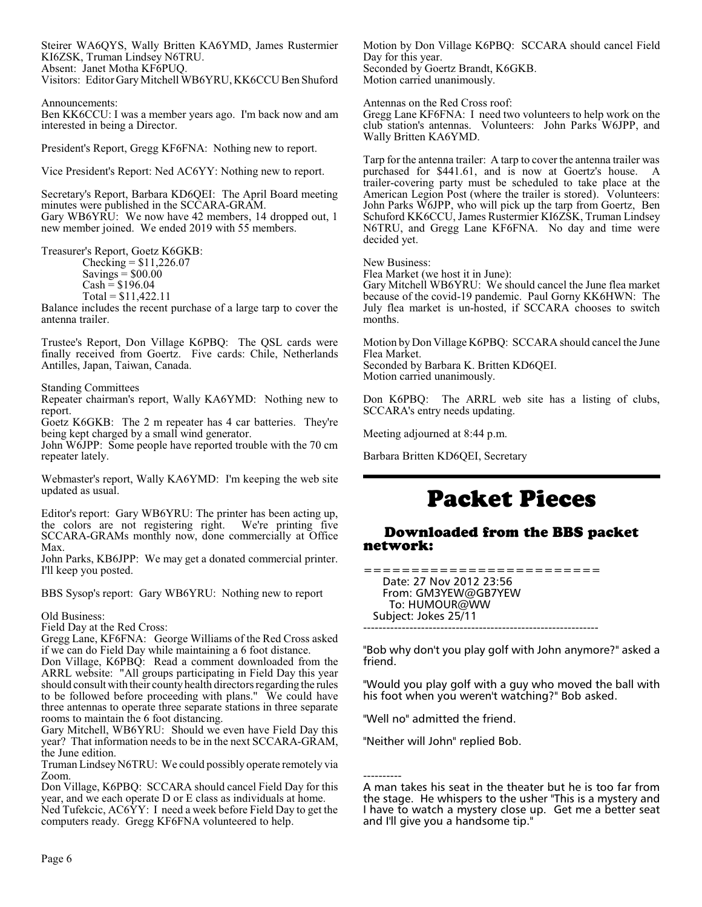Steirer WA6QYS, Wally Britten KA6YMD, James Rustermier KI6ZSK, Truman Lindsey N6TRU.
Absent: Janet Motha KF6PUQ.
Visitors: Editor Gary Mitchell WB6YRU, KK6CCU Ben Shuford

Announcements:
Ben KK6CCU: I was a member years ago. I'm back now and am interested in being a Director.

President's Report, Gregg KF6FNA: Nothing new to report.

Vice President's Report: Ned AC6YY: Nothing new to report.

Secretary's Report, Barbara KD6QEI: The April Board meeting minutes were published in the SCCARA-GRAM.
Gary WB6YRU: We now have 42 members, 14 dropped out, 1 new member joined. We ended 2019 with 55 members.

Treasurer's Report, Goetz K6GKB:

Checking = $11,226.07
Savings = $00.00
Cash = $196.04
Total = $11,422.11

Balance includes the recent purchase of a large tarp to cover the antenna trailer.

Trustee's Report, Don Village K6PBQ: The QSL cards were finally received from Goertz. Five cards: Chile, Netherlands Antilles, Japan, Taiwan, Canada.

Standing Committees
Repeater chairman's report, Wally KA6YMD: Nothing new to report.
Goetz K6GKB: The 2 m repeater has 4 car batteries. They're being kept charged by a small wind generator.
John W6JPP: Some people have reported trouble with the 70 cm repeater lately.

Webmaster's report, Wally KA6YMD: I'm keeping the web site updated as usual.

Editor's report: Gary WB6YRU: The printer has been acting up, the colors are not registering right. We're printing five SCCARA-GRAMs monthly now, done commercially at Office Max.
John Parks, KB6JPP: We may get a donated commercial printer. I'll keep you posted.

BBS Sysop's report: Gary WB6YRU: Nothing new to report

Old Business:
Field Day at the Red Cross:
Gregg Lane, KF6FNA: George Williams of the Red Cross asked if we can do Field Day while maintaining a 6 foot distance.
Don Village, K6PBQ: Read a comment downloaded from the ARRL website: "All groups participating in Field Day this year should consult with their county health directors regarding the rules to be followed before proceeding with plans." We could have three antennas to operate three separate stations in three separate rooms to maintain the 6 foot distancing.
Gary Mitchell, WB6YRU: Should we even have Field Day this year? That information needs to be in the next SCCARA-GRAM, the June edition.
Truman Lindsey N6TRU: We could possibly operate remotely via Zoom.
Don Village, K6PBQ: SCCARA should cancel Field Day for this year, and we each operate D or E class as individuals at home.
Ned Tufekcic, AC6YY: I need a week before Field Day to get the computers ready. Gregg KF6FNA volunteered to help.

Motion by Don Village K6PBQ: SCCARA should cancel Field Day for this year.
Seconded by Goertz Brandt, K6GKB.
Motion carried unanimously.

Antennas on the Red Cross roof:
Gregg Lane KF6FNA: I need two volunteers to help work on the club station's antennas. Volunteers: John Parks W6JPP, and Wally Britten KA6YMD.

Tarp for the antenna trailer: A tarp to cover the antenna trailer was purchased for $441.61, and is now at Goertz's house. A trailer-covering party must be scheduled to take place at the American Legion Post (where the trailer is stored). Volunteers: John Parks W6JPP, who will pick up the tarp from Goertz, Ben Schuford KK6CCU, James Rustermier KI6ZSK, Truman Lindsey N6TRU, and Gregg Lane KF6FNA. No day and time were decided yet.

New Business:
Flea Market (we host it in June):
Gary Mitchell WB6YRU: We should cancel the June flea market because of the covid-19 pandemic. Paul Gorny KK6HWN: The July flea market is un-hosted, if SCCARA chooses to switch months.

Motion by Don Village K6PBQ: SCCARA should cancel the June Flea Market.
Seconded by Barbara K. Britten KD6QEI.
Motion carried unanimously.

Don K6PBQ: The ARRL web site has a listing of clubs, SCCARA's entry needs updating.

Meeting adjourned at 8:44 p.m.

Barbara Britten KD6QEI, Secretary

# Packet Pieces

## Downloaded from the BBS packet network:

```
========================
   Date: 27 Nov 2012 23:56
   From: GM3YEW@GB7YEW
     To: HUMOUR@WW
 Subject: Jokes 25/11
------------------------------------------------------------
```

"Bob why don't you play golf with John anymore?" asked a friend.

"Would you play golf with a guy who moved the ball with his foot when you weren't watching?" Bob asked.

"Well no" admitted the friend.

"Neither will John" replied Bob.

----------

A man takes his seat in the theater but he is too far from the stage. He whispers to the usher "This is a mystery and I have to watch a mystery close up. Get me a better seat and I'll give you a handsome tip."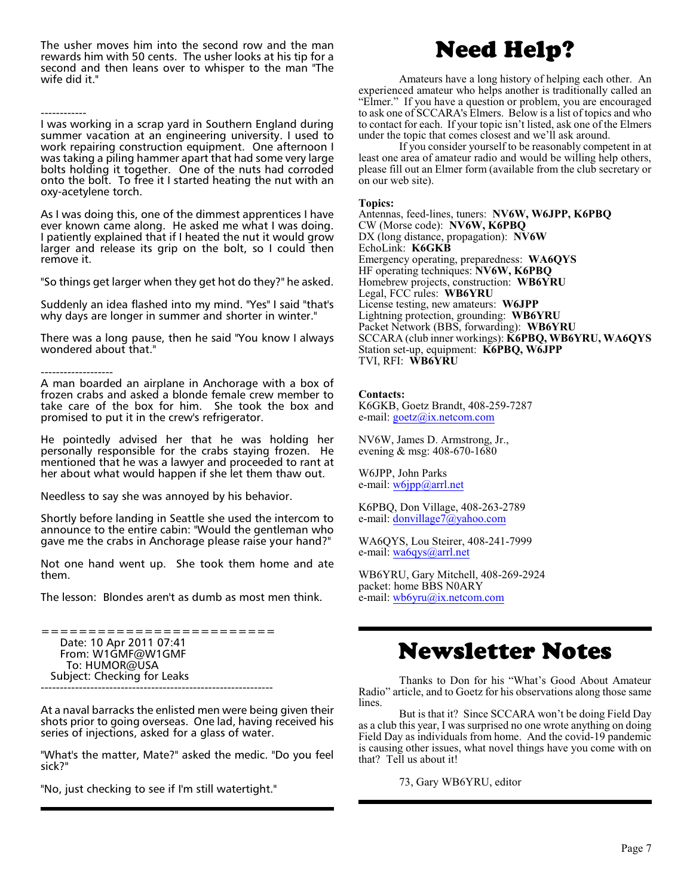The usher moves him into the second row and the man rewards him with 50 cents. The usher looks at his tip for a second and then leans over to whisper to the man "The wife did it."

------------

I was working in a scrap yard in Southern England during summer vacation at an engineering university. I used to work repairing construction equipment. One afternoon I was taking a piling hammer apart that had some very large bolts holding it together. One of the nuts had corroded onto the bolt. To free it I started heating the nut with an oxy-acetylene torch.

As I was doing this, one of the dimmest apprentices I have ever known came along. He asked me what I was doing. I patiently explained that if I heated the nut it would grow larger and release its grip on the bolt, so I could then remove it.

"So things get larger when they get hot do they?" he asked.

Suddenly an idea flashed into my mind. "Yes" I said "that's why days are longer in summer and shorter in winter."

There was a long pause, then he said "You know I always wondered about that."

-------------------

A man boarded an airplane in Anchorage with a box of frozen crabs and asked a blonde female crew member to take care of the box for him. She took the box and promised to put it in the crew's refrigerator.

He pointedly advised her that he was holding her personally responsible for the crabs staying frozen. He mentioned that he was a lawyer and proceeded to rant at her about what would happen if she let them thaw out.

Needless to say she was annoyed by his behavior.

Shortly before landing in Seattle she used the intercom to announce to the entire cabin: "Would the gentleman who gave me the crabs in Anchorage please raise your hand?"

Not one hand went up. She took them home and ate them.

The lesson: Blondes aren't as dumb as most men think.

```
=========================
   Date: 10 Apr 2011 07:41
   From: W1GMF@W1GMF
     To: HUMOR@USA
Subject: Checking for Leaks
------------------------------------------------------------
```

At a naval barracks the enlisted men were being given their shots prior to going overseas. One lad, having received his series of injections, asked for a glass of water.

"What's the matter, Mate?" asked the medic. "Do you feel sick?"

"No, just checking to see if I'm still watertight."

# Need Help?

Amateurs have a long history of helping each other. An experienced amateur who helps another is traditionally called an "Elmer." If you have a question or problem, you are encouraged to ask one of SCCARA's Elmers. Below is a list of topics and who to contact for each. If your topic isn't listed, ask one of the Elmers under the topic that comes closest and we'll ask around.

If you consider yourself to be reasonably competent in at least one area of amateur radio and would be willing help others, please fill out an Elmer form (available from the club secretary or on our web site).

**Topics:**

Antennas, feed-lines, tuners: **NV6W, W6JPP, K6PBQ**
CW (Morse code): **NV6W, K6PBQ**
DX (long distance, propagation): **NV6W**
EchoLink: **K6GKB**
Emergency operating, preparedness: **WA6QYS**
HF operating techniques: **NV6W, K6PBQ**
Homebrew projects, construction: **WB6YRU**
Legal, FCC rules: **WB6YRU**
License testing, new amateurs: **W6JPP**
Lightning protection, grounding: **WB6YRU**
Packet Network (BBS, forwarding): **WB6YRU**
SCCARA (club inner workings): **K6PBQ, WB6YRU, WA6QYS**
Station set-up, equipment: **K6PBQ, W6JPP**
TVI, RFI: **WB6YRU**

**Contacts:**

K6GKB, Goetz Brandt, 408-259-7287
e-mail: goetz@ix.netcom.com

NV6W, James D. Armstrong, Jr.,
evening & msg: 408-670-1680

W6JPP, John Parks
e-mail: w6jpp@arrl.net

K6PBQ, Don Village, 408-263-2789
e-mail: donvillage7@yahoo.com

WA6QYS, Lou Steirer, 408-241-7999
e-mail: wa6qys@arrl.net

WB6YRU, Gary Mitchell, 408-269-2924
packet: home BBS N0ARY
e-mail: wb6yru@ix.netcom.com

# Newsletter Notes

Thanks to Don for his "What's Good About Amateur Radio" article, and to Goetz for his observations along those same lines.

But is that it? Since SCCARA won't be doing Field Day as a club this year, I was surprised no one wrote anything on doing Field Day as individuals from home. And the covid-19 pandemic is causing other issues, what novel things have you come with on that? Tell us about it!

73, Gary WB6YRU, editor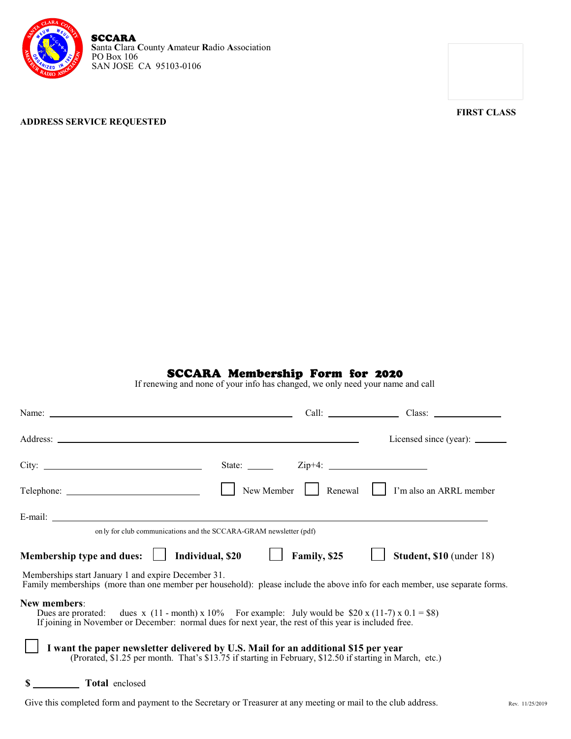**SCCARA**
**S**anta **C**lara **C**ounty **A**mateur **R**adio **A**ssociation
PO Box 106
SAN JOSE CA 95103-0106

**FIRST CLASS**

**ADDRESS SERVICE REQUESTED**

# SCCARA Membership Form for 2020

If renewing and none of your info has changed, we only need your name and call

Name: ______________________________ Call: ____________ Class: ____________

Address: ______________________________ Licensed since (year): ______

City: ____________________ State: _____ Zip+4: ______________

Telephone: ____________________ ☐ New Member ☐ Renewal ☐ I'm also an ARRL member

E-mail: ______________________________

only for club communications and the SCCARA-GRAM newsletter (pdf)

**Membership type and dues:** ☐ **Individual, $20** ☐ **Family, $25** ☐ **Student, $10** (under 18)

Memberships start January 1 and expire December 31.
Family memberships (more than one member per household): please include the above info for each member, use separate forms.

**New members**:
Dues are prorated: dues x (11 - month) x 10% For example: July would be $20 x (11-7) x 0.1 = $8)
If joining in November or December: normal dues for next year, the rest of this year is included free.

☐ **I want the paper newsletter delivered by U.S. Mail for an additional $15 per year**
(Prorated, $1.25 per month. That's $13.75 if starting in February, $12.50 if starting in March, etc.)

**$** ________ **Total** enclosed

Give this completed form and payment to the Secretary or Treasurer at any meeting or mail to the club address.

Rev. 11/25/2019